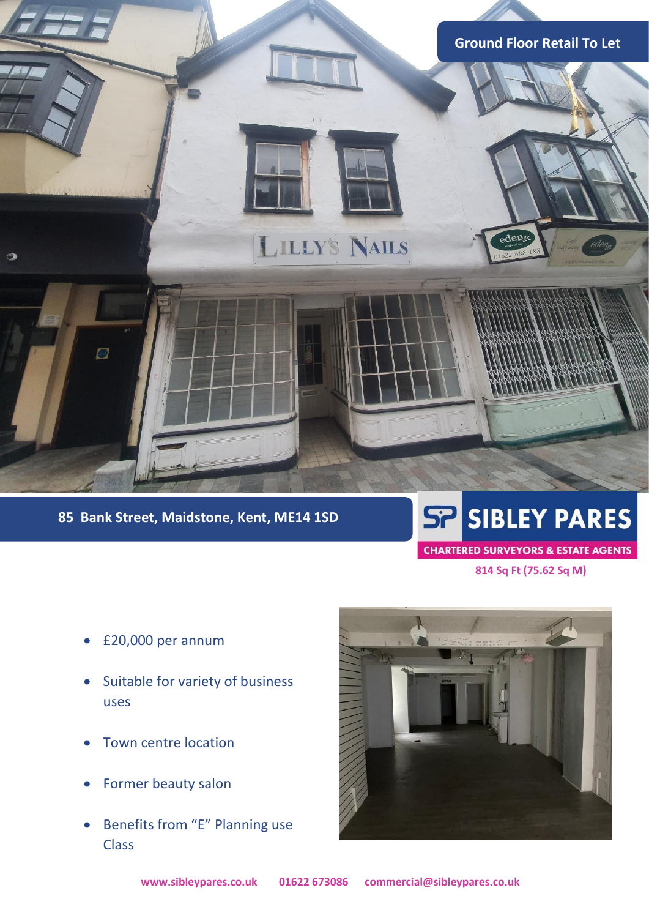## Ground Floor Retail To Let

# 85 Bank Street, Maidstone, Kent, ME14 1SD

**SIBLEY PARES**

**CHARTERED SURVEYORS & ESTATE AGENTS**

**814 Sq Ft (75.62 Sq M)**

- £20,000 per annum
- Suitable for variety of business uses
- Town centre location
- Former beauty salon
- Benefits from "E" Planning use Class

**www.sibleypares.co.uk** **01622 673086** **commercial@sibleypares.co.uk**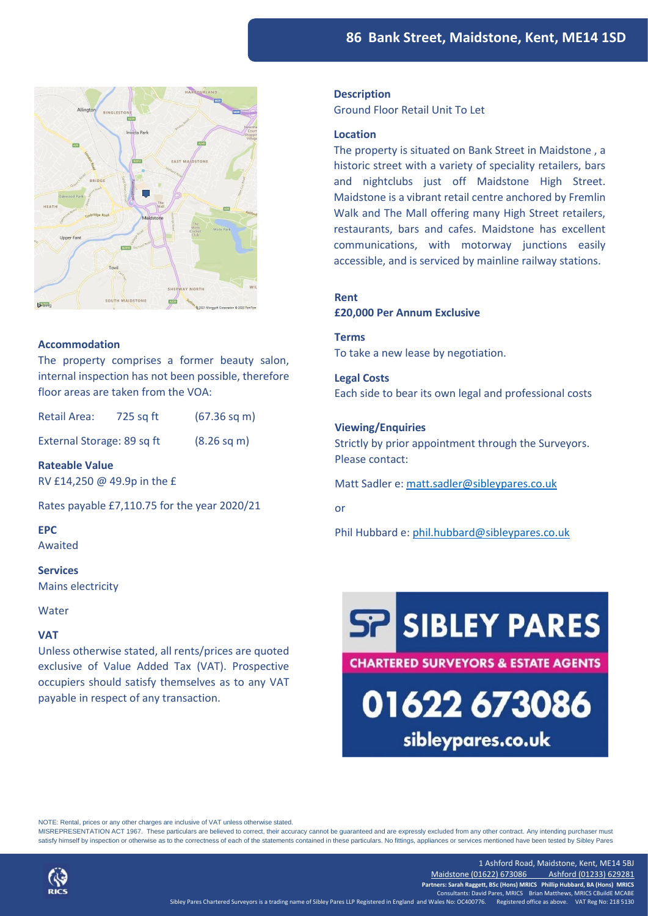# 86 Bank Street, Maidstone, Kent, ME14 1SD

### Description

Ground Floor Retail Unit To Let

### Location

The property is situated on Bank Street in Maidstone , a historic street with a variety of speciality retailers, bars and nightclubs just off Maidstone High Street. Maidstone is a vibrant retail centre anchored by Fremlin Walk and The Mall offering many High Street retailers, restaurants, bars and cafes. Maidstone has excellent communications, with motorway junctions easily accessible, and is serviced by mainline railway stations.

### Accommodation

The property comprises a former beauty salon, internal inspection has not been possible, therefore floor areas are taken from the VOA:

| | | |
|---|---|---|
| Retail Area: | 725 sq ft | (67.36 sq m) |
| External Storage: | 89 sq ft | (8.26 sq m) |

### Rateable Value

RV £14,250 @ 49.9p in the £

Rates payable £7,110.75 for the year 2020/21

### EPC

Awaited

### Services

Mains electricity

Water

### VAT

Unless otherwise stated, all rents/prices are quoted exclusive of Value Added Tax (VAT). Prospective occupiers should satisfy themselves as to any VAT payable in respect of any transaction.

### Rent

**£20,000 Per Annum Exclusive**

### Terms

To take a new lease by negotiation.

### Legal Costs

Each side to bear its own legal and professional costs

### Viewing/Enquiries

Strictly by prior appointment through the Surveyors. Please contact:

Matt Sadler e: matt.sadler@sibleypares.co.uk

or

Phil Hubbard e: phil.hubbard@sibleypares.co.uk

**SIBLEY PARES**
CHARTERED SURVEYORS & ESTATE AGENTS
01622 673086
sibleypares.co.uk

NOTE: Rental, prices or any other charges are inclusive of VAT unless otherwise stated.
MISREPRESENTATION ACT 1967. These particulars are believed to correct, their accuracy cannot be guaranteed and are expressly excluded from any other contract. Any intending purchaser must satisfy himself by inspection or otherwise as to the correctness of each of the statements contained in these particulars. No fittings, appliances or services mentioned have been tested by Sibley Pares

1 Ashford Road, Maidstone, Kent, ME14 5BJ
Maidstone (01622) 673086 Ashford (01233) 629281
Partners: Sarah Raggett, BSc (Hons) MRICS Phillip Hubbard, BA (Hons) MRICS
Consultants: David Pares, MRICS Brian Matthews, MRICS CBuildE MCABE
Sibley Pares Chartered Surveyors is a trading name of Sibley Pares LLP Registered in England and Wales No: OC400776. Registered office as above. VAT Reg No: 218 5130